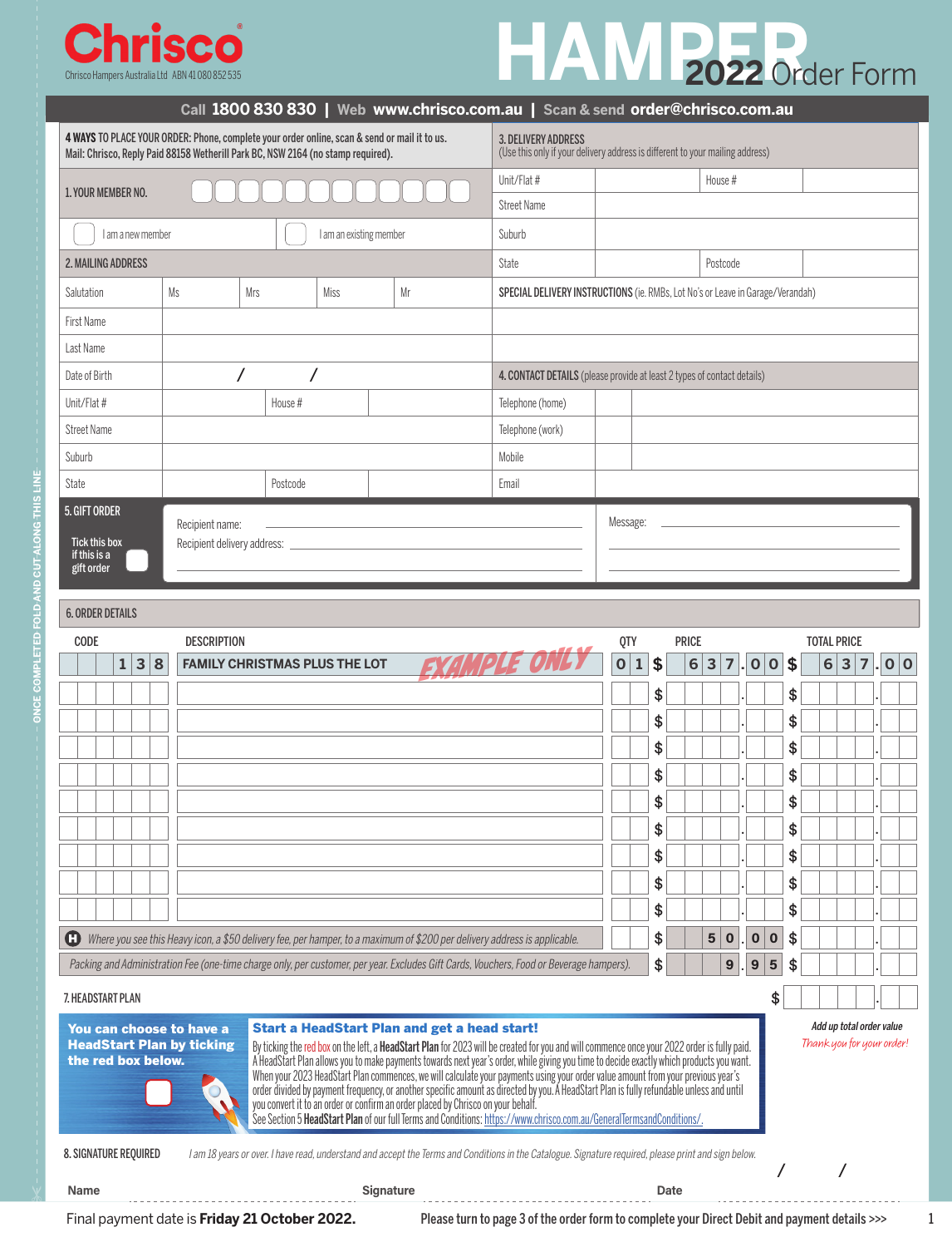# Chrisco

Chrisco Hampers Australia Ltd ABN 41 080 852 535

# HAMPER 2022 Order Form

**Call 1800 830 830 | Web www.chrisco.com.au | Scan & send order@chrisco.com.au**

**4 WAYS** TO PLACE YOUR ORDER: Phone, complete your order online, scan & send or mail it to us.
Mail: Chrisco, Reply Paid 88158 Wetherill Park BC, NSW 2164 (no stamp required).

## 1. YOUR MEMBER NO.

☐ I am a new member ☐ I am an existing member

## 2. MAILING ADDRESS

| Salutation | Ms | Mrs | Miss | Mr |
|---|---|---|---|---|
| First Name | | | | |
| Last Name | | | | |
| Date of Birth | / / | | | |
| Unit/Flat # | | House # | | |
| Street Name | | | | |
| Suburb | | | | |
| State | | Postcode | | |

## 3. DELIVERY ADDRESS

(Use this only if your delivery address is different to your mailing address)

| Unit/Flat # | | House # | |
|---|---|---|---|
| Street Name | | | |
| Suburb | | | |
| State | | Postcode | |

**SPECIAL DELIVERY INSTRUCTIONS** (ie. RMBs, Lot No's or Leave in Garage/Verandah)

## 4. CONTACT DETAILS (please provide at least 2 types of contact details)

| Telephone (home) | |
|---|---|
| Telephone (work) | |
| Mobile | |
| Email | |

## 5. GIFT ORDER

Tick this box if this is a gift order ☐

Recipient name: ____________

Recipient delivery address: ____________

Message: ____________

## 6. ORDER DETAILS

| CODE | DESCRIPTION | QTY | PRICE | TOTAL PRICE |
|---|---|---|---|---|
| 138 | FAMILY CHRISTMAS PLUS THE LOT *EXAMPLE ONLY* | 01 | $637.00 | $637.00 |
| | | | $ . | $ . |
| | | | $ . | $ . |
| | | | $ . | $ . |
| | | | $ . | $ . |
| | | | $ . | $ . |
| | | | $ . | $ . |
| | | | $ . | $ . |
| | | | $ . | $ . |
| | | | $ . | $ . |
| | *Where you see this Heavy icon, a $50 delivery fee, per hamper, to a maximum of $200 per delivery address is applicable.* | | $50.00 | $ . |
| | *Packing and Administration Fee (one-time charge only, per customer, per year. Excludes Gift Cards, Vouchers, Food or Beverage hampers).* | | $9.95 | $ . |

## 7. HEADSTART PLAN

$ .

*Add up total order value*

*Thank you for your order!*

**You can choose to have a HeadStart Plan by ticking the red box below.** ☐

**Start a HeadStart Plan and get a head start!**

By ticking the red box on the left, a **HeadStart Plan** for 2023 will be created for you and will commence once your 2022 order is fully paid. A HeadStart Plan allows you to make payments towards next year's order, while giving you time to decide exactly which products you want. When your 2023 HeadStart Plan commences, we will calculate your payments using your order value amount from your previous year's order divided by payment frequency, or another specific amount as directed by you. A HeadStart Plan is fully refundable unless and until you convert it to an order or confirm an order placed by Chrisco on your behalf.
See Section 5 **HeadStart Plan** of our full Terms and Conditions: https://www.chrisco.com.au/GeneralTermsandConditions/.

## 8. SIGNATURE REQUIRED

*I am 18 years or over. I have read, understand and accept the Terms and Conditions in the Catalogue. Signature required, please print and sign below.*

**Name** ____________ **Signature** ____________ **Date** / /

ONCE COMPLETED FOLD AND CUT ALONG THIS LINE

Final payment date is **Friday 21 October 2022.**

Please turn to page 3 of the order form to complete your Direct Debit and payment details >>>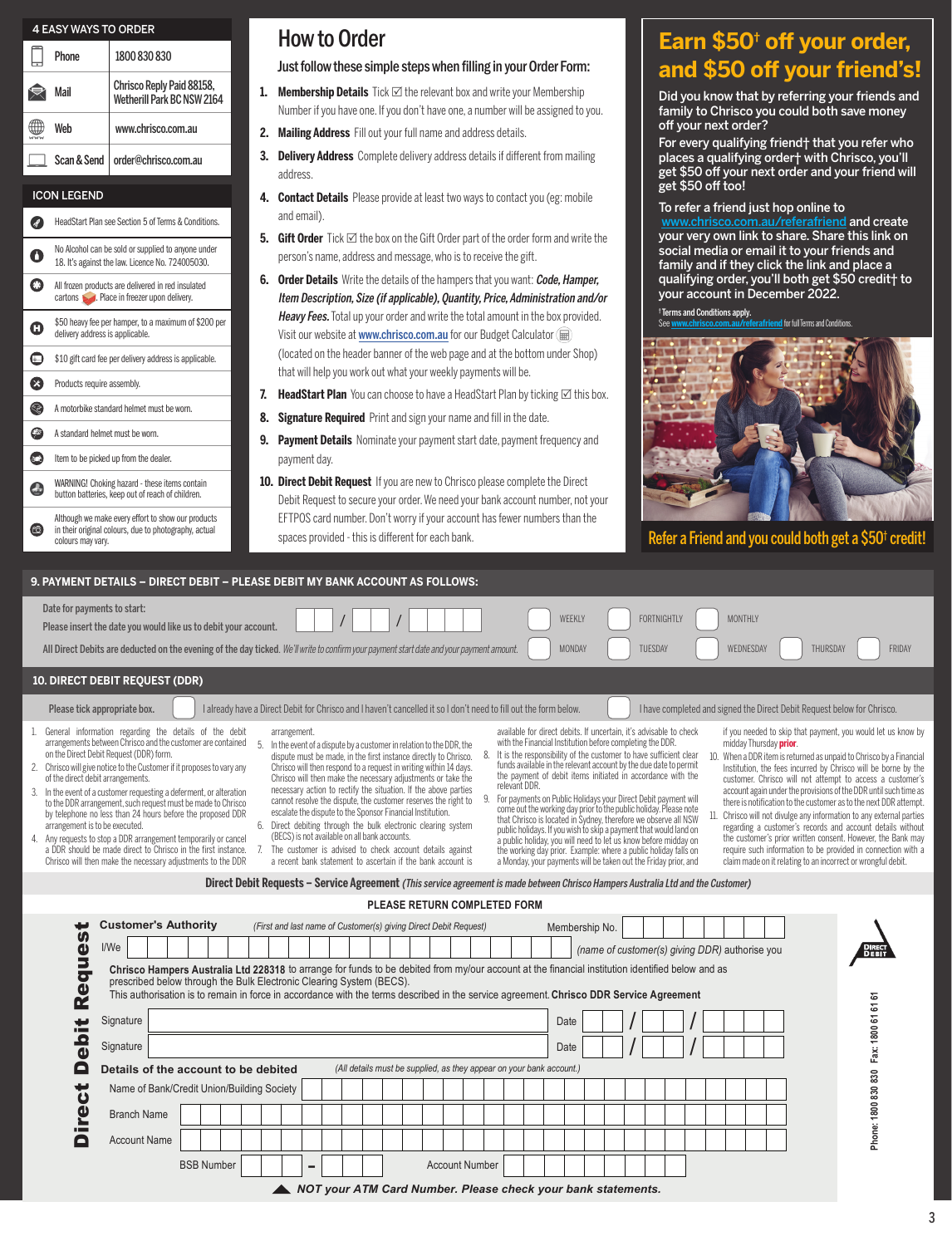## 4 EASY WAYS TO ORDER

| | |
|---|---|
| Phone | 1800 830 830 |
| Mail | Chrisco Reply Paid 88158, Wetherill Park BC NSW 2164 |
| Web | www.chrisco.com.au |
| Scan & Send | order@chrisco.com.au |

## ICON LEGEND

- HeadStart Plan see Section 5 of Terms & Conditions.
- No Alcohol can be sold or supplied to anyone under 18. It's against the law. Licence No. 724005030.
- All frozen products are delivered in red insulated cartons. Place in freezer upon delivery.
- $50 heavy fee per hamper, to a maximum of $200 per delivery address is applicable.
- $10 gift card fee per delivery address is applicable.
- Products require assembly.
- A motorbike standard helmet must be worn.
- A standard helmet must be worn.
- Item to be picked up from the dealer.
- WARNING! Choking hazard - these items contain button batteries, keep out of reach of children.
- Although we make every effort to show our products in their original colours, due to photography, actual colours may vary.

## How to Order

**Just follow these simple steps when filling in your Order Form:**

1. **Membership Details** Tick ☑ the relevant box and write your Membership Number if you have one. If you don't have one, a number will be assigned to you.
2. **Mailing Address** Fill out your full name and address details.
3. **Delivery Address** Complete delivery address details if different from mailing address.
4. **Contact Details** Please provide at least two ways to contact you (eg: mobile and email).
5. **Gift Order** Tick ☑ the box on the Gift Order part of the order form and write the person's name, address and message, who is to receive the gift.
6. **Order Details** Write the details of the hampers that you want: ***Code, Hamper, Item Description, Size (if applicable), Quantity, Price, Administration and/or Heavy Fees.*** Total up your order and write the total amount in the box provided. Visit our website at www.chrisco.com.au for our Budget Calculator (located on the header banner of the web page and at the bottom under Shop) that will help you work out what your weekly payments will be.
7. **HeadStart Plan** You can choose to have a HeadStart Plan by ticking ☑ this box.
8. **Signature Required** Print and sign your name and fill in the date.
9. **Payment Details** Nominate your payment start date, payment frequency and payment day.
10. **Direct Debit Request** If you are new to Chrisco please complete the Direct Debit Request to secure your order. We need your bank account number, not your EFTPOS card number. Don't worry if your account has fewer numbers than the spaces provided - this is different for each bank.

## Earn $50† off your order, and $50 off your friend's!

**Did you know that by referring your friends and family to Chrisco you could both save money off your next order?**

**For every qualifying friend† that you refer who places a qualifying order† with Chrisco, you'll get $50 off your next order and your friend will get $50 off too!**

**To refer a friend just hop online to www.chrisco.com.au/referafriend and create your very own link to share. Share this link on social media or email it to your friends and family and if they click the link and place a qualifying order, you'll both get $50 credit† to your account in December 2022.**

† Terms and Conditions apply.
See www.chrisco.com.au/referafriend for full Terms and Conditions.

**Refer a Friend and you could both get a $50† credit!**

## 9. PAYMENT DETAILS – DIRECT DEBIT – PLEASE DEBIT MY BANK ACCOUNT AS FOLLOWS:

Date for payments to start:
Please insert the date you would like us to debit your account. __ / __ / ____

☐ WEEKLY ☐ FORTNIGHTLY ☐ MONTHLY

All Direct Debits are deducted on the evening of the day ticked. *We'll write to confirm your payment start date and your payment amount.*

☐ MONDAY ☐ TUESDAY ☐ WEDNESDAY ☐ THURSDAY ☐ FRIDAY

## 10. DIRECT DEBIT REQUEST (DDR)

Please tick appropriate box. ☐ I already have a Direct Debit for Chrisco and I haven't cancelled it so I don't need to fill out the form below. ☐ I have completed and signed the Direct Debit Request below for Chrisco.

1. General information regarding the details of the debit arrangements between Chrisco and the customer are contained on the Direct Debit Request (DDR) form.
2. Chrisco will give notice to the Customer if it proposes to vary any of the direct debit arrangements.
3. In the event of a customer requesting a deferment, or alteration to the DDR arrangement, such request must be made to Chrisco by telephone no less than 24 hours before the proposed DDR arrangement is to be executed.
4. Any requests to stop a DDR arrangement temporarily or cancel a DDR should be made direct to Chrisco in the first instance. Chrisco will then make the necessary adjustments to the DDR arrangement.
5. In the event of a dispute by a customer in relation to the DDR, the dispute must be made, in the first instance directly to Chrisco. Chrisco will then respond to a request in writing within 14 days. Chrisco will then make the necessary adjustments or take the necessary action to rectify the situation. If the above parties cannot resolve the dispute, the customer reserves the right to escalate the dispute to the Sponsor Financial Institution.
6. Direct debiting through the bulk electronic clearing system (BECS) is not available on all bank accounts.
7. The customer is advised to check account details against a recent bank statement to ascertain if the bank account is available for direct debits. If uncertain, it's advisable to check with the Financial Institution before completing the DDR.
8. It is the responsibility of the customer to have sufficient clear funds available in the relevant account by the due date to permit the payment of debit items initiated in accordance with the relevant DDR.
9. For payments on Public Holidays your Direct Debit payment will come out the working day prior to the public holiday. Please note that Chrisco is located in Sydney, therefore we observe all NSW public holidays. If you wish to skip a payment that would land on a public holiday, you will need to let us know before midday on the working day prior. Example: where a public holiday falls on a Monday, your payments will be taken out the Friday prior, and if you needed to skip that payment, you would let us know by midday Thursday **prior**.
10. When a DDR item is returned as unpaid to Chrisco by a Financial Institution, the fees incurred by Chrisco will be borne by the customer. Chrisco will not attempt to access a customer's account again under the provisions of the DDR until such time as there is notification to the customer as to the next DDR attempt.
11. Chrisco will not divulge any information to any external parties regarding a customer's records and account details without the customer's prior written consent. However, the Bank may require such information to be provided in connection with a claim made on it relating to an incorrect or wrongful debit.

**Direct Debit Requests – Service Agreement** *(This service agreement is made between Chrisco Hampers Australia Ltd and the Customer)*

**PLEASE RETURN COMPLETED FORM**

### Direct Debit Request

**Customer's Authority** *(First and last name of Customer(s) giving Direct Debit Request)* Membership No. ____________

I/We ______________________ *(name of customer(s) giving DDR)* authorise you

**Chrisco Hampers Australia Ltd 228318** to arrange for funds to be debited from my/our account at the financial institution identified below and as prescribed below through the Bulk Electronic Clearing System (BECS).
This authorisation is to remain in force in accordance with the terms described in the service agreement. **Chrisco DDR Service Agreement**

Signature ______________________ Date __ / __ / ____

Signature ______________________ Date __ / __ / ____

**Details of the account to be debited** *(All details must be supplied, as they appear on your bank account.)*

Name of Bank/Credit Union/Building Society ______________________

Branch Name ______________________

Account Name ______________________

BSB Number ___ – ___ Account Number ______________

***NOT your ATM Card Number. Please check your bank statements.***

DIRECT DEBIT

Phone: 1800 830 830 Fax: 1800 61 61 61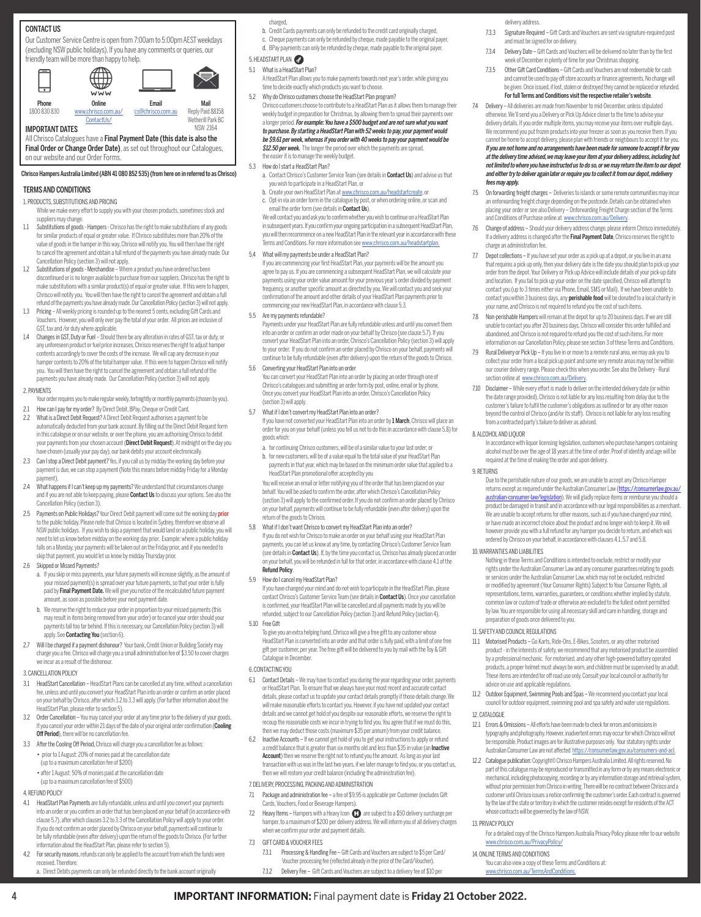## CONTACT US

Our Customer Service Centre is open from 7:00am to 5:00pm AEST weekdays (excluding NSW public holidays). If you have any comments or queries, our friendly team will be more than happy to help.

**Phone** 1800 830 830

**Online** www.chrisco.com.au/ContactUs/

**Email** cs@chrisco.com.au

**Mail** Reply Paid 88158 Wetherill Park BC NSW 2164

**IMPORTANT DATES**

All Chrisco Catalogues have a **Final Payment Date (this date is also the Final Order or Change Order Date)**, as set out throughout our Catalogues, on our website and our Order Forms.

**Chrisco Hampers Australia Limited (ABN 41 080 852 535) (from here on in referred to as Chrisco)**

## TERMS AND CONDITIONS

### 1. PRODUCTS, SUBSTITUTIONS AND PRICING

While we make every effort to supply you with your chosen products, sometimes stock and suppliers may change.

1.1 Substitutions of goods - Hampers - Chrisco has the right to make substitutions of any goods for similar products of equal or greater value. If Chrisco substitutes more than 20% of the value of goods in the hamper in this way, Chrisco will notify you. You will then have the right to cancel the agreement and obtain a full refund of the payments you have already made. Our Cancellation Policy (section 3) will not apply.

1.2 Substitutions of goods - Merchandise – Where a product you have ordered has been discontinued or is no longer available to purchase from our suppliers, Chrisco has the right to make substitutions with a similar product(s) of equal or greater value. If this were to happen, Chrisco will notify you. You will then have the right to cancel the agreement and obtain a full refund of the payments you have already made. Our Cancellation Policy (section 3) will not apply.

1.3 Pricing – All weekly pricing is rounded up to the nearest 5 cents, excluding Gift Cards and Vouchers. However, you will only ever pay the total of your order. All prices are inclusive of GST, tax and /or duty where applicable.

1.4 Changes in GST, Duty or Fuel – Should there be any alteration in rates of GST, tax or duty, or any unforeseen product or fuel price increases, Chrisco reserves the right to adjust hamper contents accordingly to cover the costs of the increase. We will cap any decrease in your hamper contents to 20% of the total hamper value. If this were to happen Chrisco will notify you. You will then have the right to cancel the agreement and obtain a full refund of the payments you have already made. Our Cancellation Policy (section 3) will not apply.

### 2. PAYMENTS

Your order requires you to make regular weekly, fortnightly or monthly payments (chosen by you).

2.1 How can I pay for my order? By Direct Debit, BPay, Cheque or Credit Card.

2.2 What is a Direct Debit Request? A Direct Debit Request authorises a payment to be automatically deducted from your bank account. By filling out the Direct Debit Request form in this catalogue or on our website, or over the phone, you are authorising Chrisco to debit your payments from your chosen account (**Direct Debit Request**). At midnight on the day you have chosen (usually your pay day), our bank debits your account electronically.

2.3 Can I stop a Direct Debit payment? Yes, if you call us by midday the working day before your payment is due, we can stop a payment (Note this means before midday Friday for a Monday payment).

2.4 What happens if I can't keep up my payments? We understand that circumstances change and if you are not able to keep paying, please **Contact Us** to discuss your options. See also the Cancellation Policy (section 3).

2.5 Payments on Public Holidays? Your Direct Debit payment will come out the working day **prior** to the public holiday. Please note that Chrisco is located in Sydney, therefore we observe all NSW public holidays. If you wish to skip a payment that would land on a public holiday, you will need to let us know before midday on the working day prior. Example: where a public holiday falls on a Monday, your payments will be taken out on the Friday prior, and if you needed to skip that payment, you would let us know by midday Thursday prior.

2.6 Skipped or Missed Payments?

a. If you skip or miss payments, your future payments will increase slightly, as the amount of your missed payment(s) is spread over your future payments, so that your order is fully paid by **Final Payment Date.** We will give you notice of the recalculated future payment amount, as soon as possible before your next payment date.

b. We reserve the right to reduce your order in proportion to your missed payments (this may result in items being removed from your order) or to cancel your order should your payments fall too far behind. If this is necessary, our Cancellation Policy (section 3) will apply. See **Contacting You** (section 6).

2.7 Will I be charged if a payment dishonour? Your bank, Credit Union or Building Society may charge you a fee. Chrisco will charge you a small administration fee of $3.50 to cover charges we incur as a result of the dishonour.

### 3. CANCELLATION POLICY

3.1 HeadStart Cancellation – HeadStart Plans can be cancelled at any time, without a cancellation fee, unless and until you convert your HeadStart Plan into an order or confirm an order placed on your behalf by Chrisco, after which 3.2 to 3.3 will apply. (For further information about the HeadStart Plan, please refer to section 5).

3.2 Order Cancellation – You may cancel your order at any time prior to the delivery of your goods. If you cancel your order within 21 days of the date of your original order confirmation (**Cooling Off Period**), there will be no cancellation fee.

3.3 After the Cooling Off Period, Chrisco will charge you a cancellation fee as follows:

- prior to 1 August: 20% of monies paid at the cancellation date (up to a maximum cancellation fee of $200)
- after 1 August: 50% of monies paid at the cancellation date (up to a maximum cancellation fee of $500)

### 4. REFUND POLICY

4.1 HeadStart Plan Payments are fully refundable, unless and until you convert your payments into an order or you confirm an order that has been placed on your behalf (in accordance with clause 5.7), after which clauses 3.2 to 3.3 of the Cancellation Policy will apply to your order. If you do not confirm an order placed by Chrisco on your behalf, payments will continue to be fully refundable (even after delivery) upon the return of the goods to Chrisco. (For further information about the HeadStart Plan, please refer to section 5).

4.2 For security reasons, refunds can only be applied to the account from which the funds were received. Therefore:

a. Direct Debits payments can only be refunded directly to the bank account originally charged,

b. Credit Cards payments can only be refunded to the credit card originally charged,

c. Cheque payments can only be refunded by cheque, made payable to the original payer,

d. BPay payments can only be refunded by cheque, made payable to the original payer.

### 5. HEADSTART PLAN

5.1 What is a HeadStart Plan?

A HeadStart Plan allows you to make payments towards next year's order, while giving you time to decide exactly which products you want to choose.

5.2 Why do Chrisco customers choose the HeadStart Plan program?

Chrisco customers choose to contribute to a HeadStart Plan as it allows them to manage their weekly budget in preparation for Christmas, by allowing them to spread their payments over a longer period. ***For example: You have a $500 budget and are not sure what you want to purchase. By starting a HeadStart Plan with 52 weeks to pay, your payment would be $9.61 per week, whereas if you order with 40 weeks to pay your payment would be $12.50 per week.*** The longer the period over which the payments are spread, the easier it is to manage the weekly budget.

5.3 How do I start a HeadStart Plan?

a. Contact Chrisco's Customer Service Team (see details in **Contact Us**) and advise us that you wish to participate in a HeadStart Plan, or

b. Create your own HeadStart Plan at www.chrisco.com.au/headstartcreate, or

c. Opt-in via an order form in the catalogue by post, or when ordering online, or scan and email the order form (see details in **Contact Us**).

We will contact you and ask you to confirm whether you wish to continue on a HeadStart Plan in subsequent years. If you confirm your ongoing participation in a subsequent HeadStart Plan, you will then recommence on a new HeadStart Plan in the relevant year in accordance with these Terms and Conditions. For more information see www.chrisco.com.au/headstartplan.

5.4 What will my payments be under a HeadStart Plan?

If you are commencing your first HeadStart Plan, your payments will be the amount you agree to pay us. If you are commencing a subsequent HeadStart Plan, we will calculate your payments using your order value amount for your previous year's order divided by payment frequency, or another specific amount as directed by you. We will contact you and seek your confirmation of the amount and other details of your HeadStart Plan payments prior to commencing your new HeadStart Plan, in accordance with clause 5.3.

5.5 Are my payments refundable?

Payments under your HeadStart Plan are fully refundable unless and until you convert them into an order or confirm an order made on your behalf by Chrisco (see clause 5.7). If you convert your HeadStart Plan into an order, Chrisco's Cancellation Policy (section 3) will apply to your order. If you do not confirm an order placed by Chrisco on your behalf, payments will continue to be fully refundable (even after delivery) upon the return of the goods to Chrisco.

5.6 Converting your HeadStart Plan into an order

You can convert your HeadStart Plan into an order by placing an order through one of Chrisco's catalogues and submitting an order form by post, online, email or by phone. Once you convert your HeadStart Plan into an order, Chrisco's Cancellation Policy (section 3) will apply.

5.7 What if I don't convert my HeadStart Plan into an order?

If you have not converted your HeadStart Plan into an order by **1 March**, Chrisco will place an order for you on your behalf (unless you tell us not to do this in accordance with clause 5.8) for goods which:

a. for continuing Chrisco customers, will be of a similar value to your last order; or

b. for new customers, will be of a value equal to the total value of your HeadStart Plan payments in that year, which may be based on the minimum order value that applied to a HeadStart Plan promotional offer accepted by you

You will receive an email or letter notifying you of the order that has been placed on your behalf. You will be asked to confirm the order, after which Chrisco's Cancellation Policy (section 3) will apply to the confirmed order. If you do not confirm an order placed by Chrisco on your behalf, payments will continue to be fully refundable (even after delivery) upon the return of the goods to Chrisco.

5.8 What if I don't want Chrisco to convert my HeadStart Plan into an order?

If you do not wish for Chrisco to make an order on your behalf using your HeadStart Plan payments, you can let us know at any time, by contacting Chrisco's Customer Service Team (see details in **Contact Us**). If, by the time you contact us, Chrisco has already placed an order on your behalf, you will be refunded in full for that order, in accordance with clause 4.1 of the **Refund Policy**.

5.9 How do I cancel my HeadStart Plan?

If you have changed your mind and do not wish to participate in the HeadStart Plan, please contact Chrisco's Customer Service Team (see details in **Contact Us**). Once your cancellation is confirmed, your HeadStart Plan will be cancelled and all payments made by you will be refunded, subject to our Cancellation Policy (section 3) and Refund Policy (section 4).

5.10 Free Gift

To give you an extra helping hand, Chrisco will give a free gift to any customer whose HeadStart Plan is converted into an order and that order is fully paid, with a limit of one free gift per customer, per year. The free gift will be delivered to you by mail with the Toy & Gift Catalogue in December.

### 6. CONTACTING YOU

6.1 Contact Details – We may have to contact you during the year regarding your order, payments or HeadStart Plan. To ensure that we always have your most recent and accurate contact details, please contact us to update your contact details promptly if those details change. We will make reasonable efforts to contact you. However, if you have not updated your contact details and we cannot get hold of you despite our reasonable efforts, we reserve the right to recoup the reasonable costs we incur in trying to find you. You agree that if we must do this, then we may deduct those costs (maximum $35 per annum) from your credit balance.

6.2 Inactive Accounts – If we cannot get hold of you to get your instructions to apply or refund a credit balance that is greater than six months old and less than $35 in value (an **Inactive Account**) then we reserve the right not to refund you the amount. As long as your last transaction with us was in the last two years, if we later manage to find you, or you contact us, then we will restore your credit balance (including the administration fee).

### 7. DELIVERY, PROCESSING, PACKING AND ADMINISTRATION

7.1 Package and administration fee – a fee of $9.95 is applicable per Customer (excludes Gift Cards, Vouchers, Food or Beverage Hampers).

7.2 Heavy Items – Hampers with a Heavy Icon (H) are subject to a $50 delivery surcharge per hamper, to a maximum of $200 per delivery address. We will inform you of all delivery charges when we confirm your order and payment details.

7.3 GIFT CARD & VOUCHER FEES

7.3.1 Processing & Handling Fee – Gift Cards and Vouchers are subject to $5 per Card/ Voucher processing fee (reflected already in the price of the Card/Voucher).

7.3.2 Delivery Fee – Gift Cards and Vouchers are subject to a delivery fee of $10 per delivery address.

7.3.3 Signature Required – Gift Cards and Vouchers are sent via signature-required post and must be signed for on delivery.

7.3.4 Delivery Date – Gift Cards and Vouchers will be delivered no later than by the first week of December in plenty of time for your Christmas shopping.

7.3.5 Other Gift Card Conditions – Gift Cards and Vouchers are not redeemable for cash and cannot be used to pay off store accounts or finance agreements. No change will be given. Once issued, if lost, stolen or destroyed they cannot be replaced or refunded. **For full Terms and Conditions visit the respective retailer's website**.

7.4 Delivery – All deliveries are made from November to mid-December, unless stipulated otherwise. We'll send you a Delivery or Pick Up Advice closer to the time to advise your delivery details. If you order multiple items, you may receive your items over multiple days. We recommend you put frozen products into your freezer as soon as you receive them. If you cannot be home to accept delivery, please plan with friends or neighbours to accept it for you. ***If you are not home and no arrangements have been made for someone to accept it for you at the delivery time advised, we may leave your item at your delivery address, including but not limited to where you have instructed us to do so, or we may return the item to our depot and either try to deliver again later or require you to collect it from our depot, redelivery fees may apply.***

7.5 On forwarding freight charges – Deliveries to islands or some remote communities may incur an onforwarding freight charge depending on the postcode. Details can be obtained when placing your order or see also Delivery – Onforwarding Freight Charge section of the Terms and Conditions of Purchase online at www.chrisco.com.au/Delivery.

7.6 Change of address – Should your delivery address change, please inform Chrisco immediately. If a delivery address is changed after the **Final Payment Date**, Chrisco reserves the right to charge an administration fee.

7.7 Depot collections – If you have set your order as a pick up at a depot, or you live in an area that requires a pick up only, then your delivery date is the date you should plan to pick up your order from the depot. Your Delivery or Pick Up Advice will include details of your pick-up date and location. If you fail to pick up your order on the date specified, Chrisco will attempt to contact you (up to 3 times either via Phone, Email, SMS or Mail). If we have been unable to contact you within 3 business days, any **perishable food** will be donated to a local charity in your name, and Chrisco is not required to refund you the cost of such items.

7.8 Non-perishable Hampers will remain at the depot for up to 20 business days. If we are still unable to contact you after 20 business days, Chrisco will consider this order fulfilled and abandoned, and Chrisco is not required to refund you the cost of such items. For more information on our Cancellation Policy, please see section 3 of these Terms and Conditions.

7.9 Rural Delivery or Pick Up – If you live in or move to a remote rural area, we may ask you to collect your order from a local pick up point and some very remote areas may not be within our courier delivery range. Please check this when you order. See also the Delivery - Rural section online at www.chrisco.com.au/Delivery.

7.10 Disclaimer – While every effort is made to deliver on the intended delivery date (or within the date range provided), Chrisco is not liable for any loss resulting from delay due to the customer's failure to fulfil the customer's obligations as outlined or for any other reason beyond the control of Chrisco (and/or its staff). Chrisco is not liable for any loss resulting from a contracted party's failure to deliver as advised.

### 8. ALCOHOL AND LIQUOR

In accordance with liquor licensing legislation, customers who purchase hampers containing alcohol must be over the age of 18 years at the time of order. Proof of identity and age will be required at the time of making the order and upon delivery.

### 9. RETURNS

Due to the perishable nature of our goods, we are unable to accept any Chrisco Hamper returns except as required under the Australian Consumer Law (https://consumerlaw.gov.au/australian-consumer-law/legislation). We will gladly replace items or reimburse you should a product be damaged in transit and in accordance with our legal responsibilities as a merchant. We are unable to accept returns for other reasons, such as if you have changed your mind, or have made an incorrect choice about the product and no longer wish to keep it. We will however provide you with a full refund for any hamper you decide to return, and which was ordered by Chrisco on your behalf, in accordance with clauses 4.1, 5.7 and 5.8.

### 10. WARRANTIES AND LIABILITIES

Nothing in these Terms and Conditions is intended to exclude, restrict or modify your rights under the Australian Consumer Law and any consumer guarantees relating to goods or services under the Australian Consumer Law, which may not be excluded, restricted or modified by agreement (Your Consumer Rights) Subject to Your Consumer Rights, all representations, terms, warranties, guarantees, or conditions whether implied by statute, common law or custom of trade or otherwise are excluded to the fullest extent permitted by law. You are responsible for using all necessary skill and care in handling, storage and preparation of goods once delivered to you.

### 11. SAFETY AND COUNCIL REGULATIONS

11.1 Motorised Products – Go Karts, Ride-Ons, E-Bikes, Scooters, or any other motorised product - in the interests of safety, we recommend that any motorised product be assembled by a professional mechanic. For motorised, and any other high-powered battery operated products, a proper helmet must always be worn, and children must be supervised by an adult. These items are intended for off road use only. Consult your local council or authority for advice on use and applicable regulations.

11.2 Outdoor Equipment, Swimming Pools and Spas – We recommend you contact your local council for outdoor equipment, swimming pool and spa safety and water use regulations.

### 12. CATALOGUE

12.1 Errors & Omissions – All efforts have been made to check for errors and omissions in typography and photography. However, inadvertent errors may occur for which Chrisco will not be responsible. Product images are for illustrative purposes only. Your statutory rights under Australian Consumer Law are not affected https://consumerlaw.gov.au/consumers-and-acl.

12.2 Catalogue publication: Copyright© Chrisco Hampers Australia Limited. All rights reserved. No part of this catalogue may be reproduced or transmitted in any form or by any means electronic or mechanical, including photocopying, recording or by any information storage and retrieval system, without prior permission from Chrisco in writing. There will be no contract between Chrisco and a customer until Chrisco issues a notice confirming the customer's order. Each contract is governed by the law of the state or territory in which the customer resides except for residents of the ACT whose contracts will be governed by the law of NSW.

### 13. PRIVACY POLICY

For a detailed copy of the Chrisco Hampers Australia Privacy Policy please refer to our website www.chrisco.com.au/PrivacyPolicy/

### 14. ONLINE TERMS AND CONDITIONS

You can also view a copy of these Terms and Conditions at: www.chrisco.com.au/TermsAndConditions.

**IMPORTANT INFORMATION:** Final payment date is **Friday 21 October 2022.**